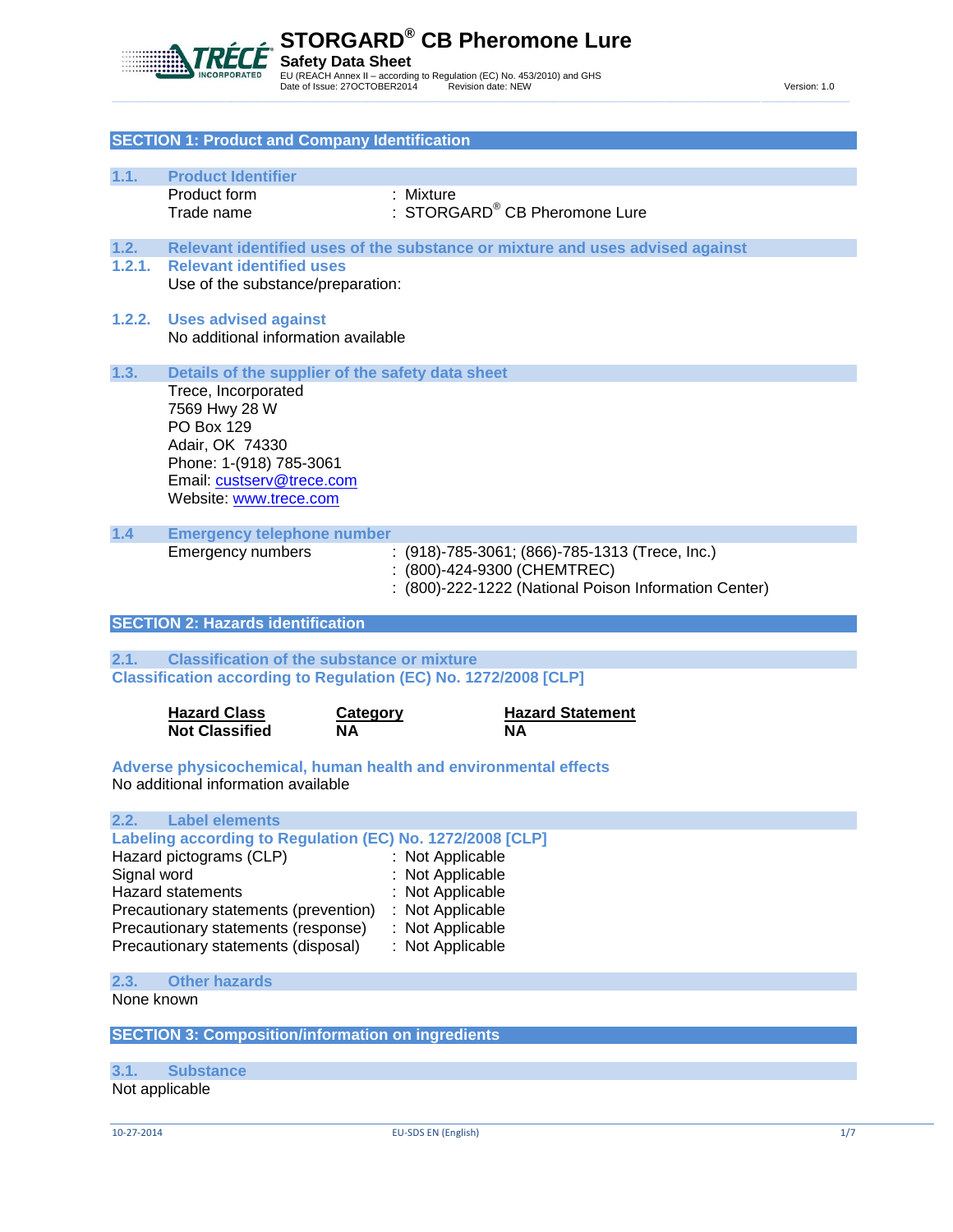# STORGARD® CB Pheromone Lure

**Safety Data Sheet**

EU (REACH Annex II – according to Regulation (EC) No. 453/2010) and GHS

Date of Issue: 27OCTOBER2014 Revision date: NEW Version: 1.0

## SECTION 1: Product and Company Identification

### 1.1. Product Identifier

Product form : Mixture

Trade name : STORGARD® CB Pheromone Lure

### 1.2. Relevant identified uses of the substance or mixture and uses advised against

#### 1.2.1. Relevant identified uses

Use of the substance/preparation:

#### 1.2.2. Uses advised against

No additional information available

### 1.3. Details of the supplier of the safety data sheet

Trece, Incorporated
7569 Hwy 28 W
PO Box 129
Adair, OK 74330
Phone: 1-(918) 785-3061
Email: custserv@trece.com
Website: www.trece.com

### 1.4 Emergency telephone number

Emergency numbers : (918)-785-3061; (866)-785-1313 (Trece, Inc.)
: (800)-424-9300 (CHEMTREC)
: (800)-222-1222 (National Poison Information Center)

## SECTION 2: Hazards identification

### 2.1. Classification of the substance or mixture

**Classification according to Regulation (EC) No. 1272/2008 [CLP]**

| Hazard Class | Category | Hazard Statement |
|---|---|---|
| **Not Classified** | **NA** | **NA** |

**Adverse physicochemical, human health and environmental effects**

No additional information available

### 2.2. Label elements

**Labeling according to Regulation (EC) No. 1272/2008 [CLP]**

Hazard pictograms (CLP) : Not Applicable
Signal word : Not Applicable
Hazard statements : Not Applicable
Precautionary statements (prevention) : Not Applicable
Precautionary statements (response) : Not Applicable
Precautionary statements (disposal) : Not Applicable

### 2.3. Other hazards

None known

## SECTION 3: Composition/information on ingredients

### 3.1. Substance

Not applicable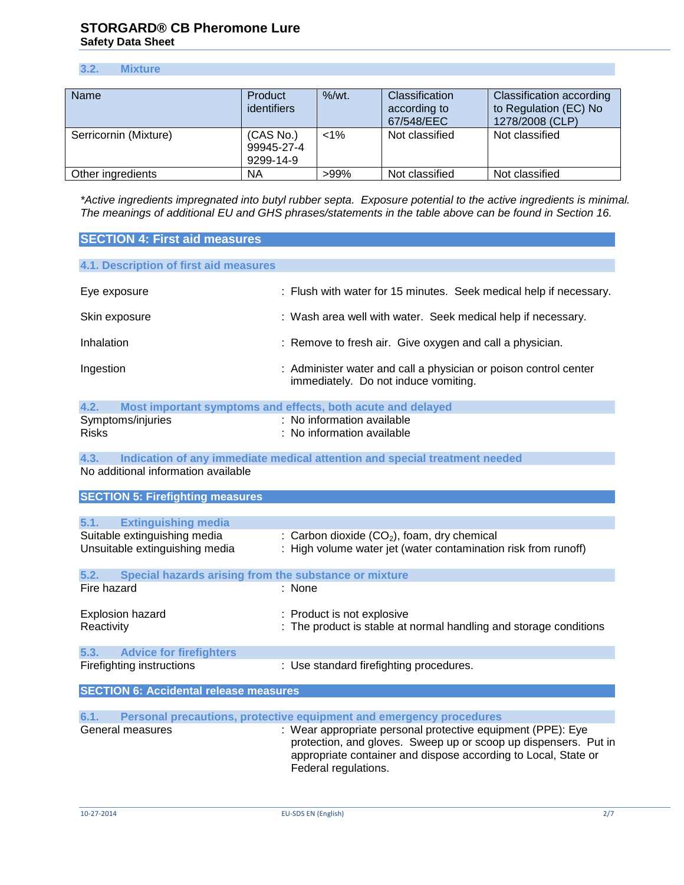### 3.2. Mixture

| Name | Product identifiers | %/wt. | Classification according to 67/548/EEC | Classification according to Regulation (EC) No 1278/2008 (CLP) |
|---|---|---|---|---|
| Serricornin (Mixture) | (CAS No.) 99945-27-4 9299-14-9 | <1% | Not classified | Not classified |
| Other ingredients | NA | >99% | Not classified | Not classified |

*\*Active ingredients impregnated into butyl rubber septa. Exposure potential to the active ingredients is minimal. The meanings of additional EU and GHS phrases/statements in the table above can be found in Section 16.*

## SECTION 4: First aid measures

### 4.1. Description of first aid measures

Eye exposure : Flush with water for 15 minutes. Seek medical help if necessary.

Skin exposure : Wash area well with water. Seek medical help if necessary.

Inhalation : Remove to fresh air. Give oxygen and call a physician.

Ingestion : Administer water and call a physician or poison control center immediately. Do not induce vomiting.

### 4.2. Most important symptoms and effects, both acute and delayed

Symptoms/injuries : No information available

Risks : No information available

### 4.3. Indication of any immediate medical attention and special treatment needed

No additional information available

## SECTION 5: Firefighting measures

### 5.1. Extinguishing media

Suitable extinguishing media : Carbon dioxide ($CO_2$), foam, dry chemical

Unsuitable extinguishing media : High volume water jet (water contamination risk from runoff)

### 5.2. Special hazards arising from the substance or mixture

Fire hazard : None

Explosion hazard : Product is not explosive

Reactivity : The product is stable at normal handling and storage conditions

### 5.3. Advice for firefighters

Firefighting instructions : Use standard firefighting procedures.

## SECTION 6: Accidental release measures

### 6.1. Personal precautions, protective equipment and emergency procedures

General measures : Wear appropriate personal protective equipment (PPE): Eye protection, and gloves. Sweep up or scoop up dispensers. Put in appropriate container and dispose according to Local, State or Federal regulations.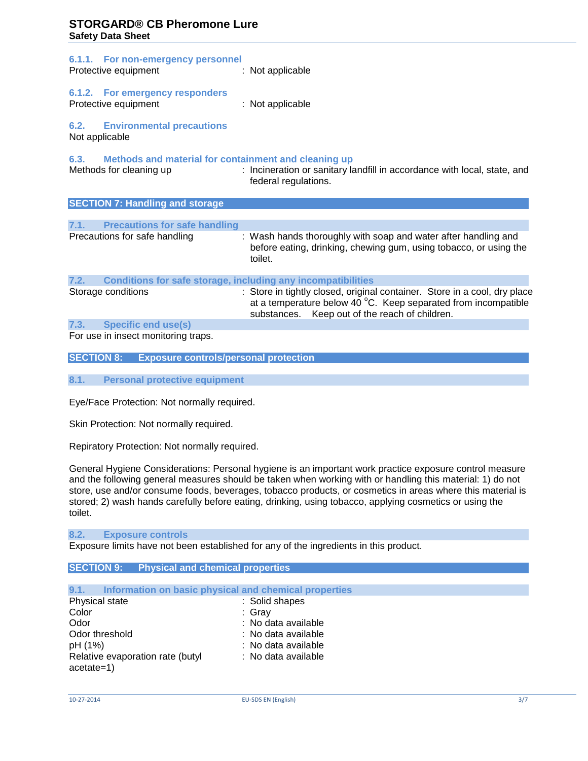#### 6.1.1. For non-emergency personnel

Protective equipment : Not applicable

#### 6.1.2. For emergency responders

Protective equipment : Not applicable

### 6.2. Environmental precautions

Not applicable

### 6.3. Methods and material for containment and cleaning up

Methods for cleaning up : Incineration or sanitary landfill in accordance with local, state, and federal regulations.

## SECTION 7: Handling and storage

### 7.1. Precautions for safe handling

Precautions for safe handling : Wash hands thoroughly with soap and water after handling and before eating, drinking, chewing gum, using tobacco, or using the toilet.

### 7.2. Conditions for safe storage, including any incompatibilities

Storage conditions : Store in tightly closed, original container. Store in a cool, dry place at a temperature below 40 °C. Keep separated from incompatible substances. Keep out of the reach of children.

### 7.3. Specific end use(s)

For use in insect monitoring traps.

## SECTION 8: Exposure controls/personal protection

### 8.1. Personal protective equipment

Eye/Face Protection: Not normally required.

Skin Protection: Not normally required.

Repiratory Protection: Not normally required.

General Hygiene Considerations: Personal hygiene is an important work practice exposure control measure and the following general measures should be taken when working with or handling this material: 1) do not store, use and/or consume foods, beverages, tobacco products, or cosmetics in areas where this material is stored; 2) wash hands carefully before eating, drinking, using tobacco, applying cosmetics or using the toilet.

### 8.2. Exposure controls

Exposure limits have not been established for any of the ingredients in this product.

## SECTION 9: Physical and chemical properties

### 9.1. Information on basic physical and chemical properties

Physical state : Solid shapes
Color : Gray
Odor : No data available
Odor threshold : No data available
pH (1%) : No data available
Relative evaporation rate (butyl acetate=1) : No data available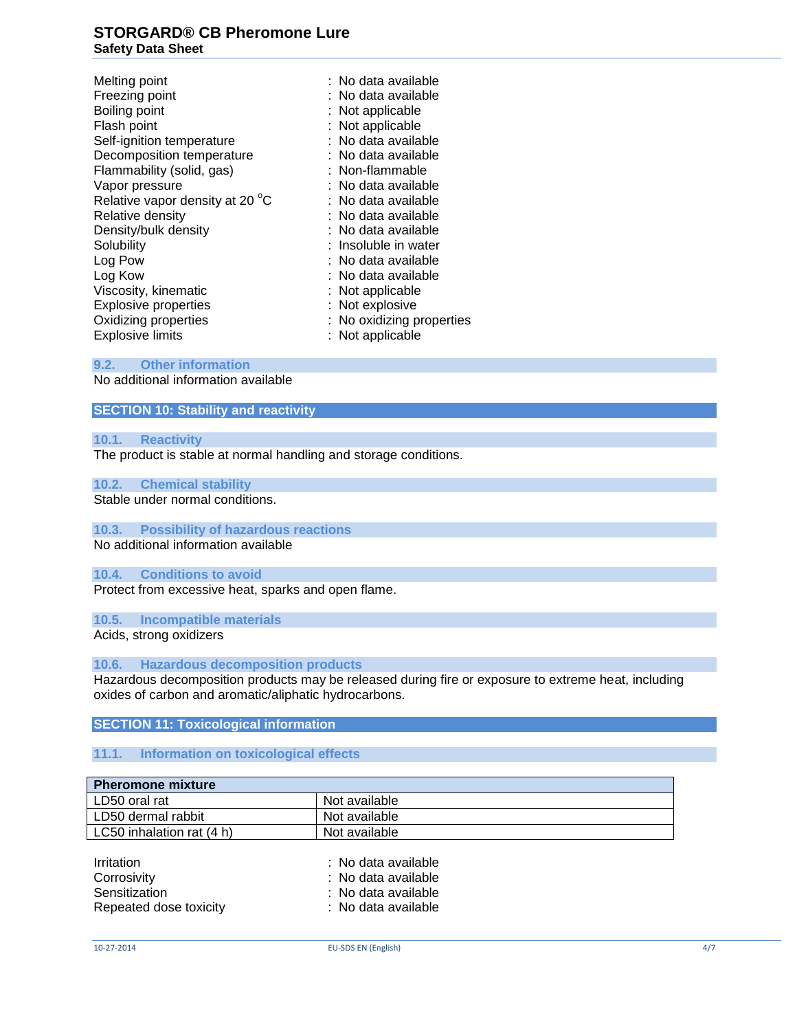| | |
|---|---|
| Melting point | : No data available |
| Freezing point | : No data available |
| Boiling point | : Not applicable |
| Flash point | : Not applicable |
| Self-ignition temperature | : No data available |
| Decomposition temperature | : No data available |
| Flammability (solid, gas) | : Non-flammable |
| Vapor pressure | : No data available |
| Relative vapor density at 20 °C | : No data available |
| Relative density | : No data available |
| Density/bulk density | : No data available |
| Solubility | : Insoluble in water |
| Log Pow | : No data available |
| Log Kow | : No data available |
| Viscosity, kinematic | : Not applicable |
| Explosive properties | : Not explosive |
| Oxidizing properties | : No oxidizing properties |
| Explosive limits | : Not applicable |

### 9.2. Other information

No additional information available

## SECTION 10: Stability and reactivity

### 10.1. Reactivity

The product is stable at normal handling and storage conditions.

### 10.2. Chemical stability

Stable under normal conditions.

### 10.3. Possibility of hazardous reactions

No additional information available

### 10.4. Conditions to avoid

Protect from excessive heat, sparks and open flame.

### 10.5. Incompatible materials

Acids, strong oxidizers

### 10.6. Hazardous decomposition products

Hazardous decomposition products may be released during fire or exposure to extreme heat, including oxides of carbon and aromatic/aliphatic hydrocarbons.

## SECTION 11: Toxicological information

### 11.1. Information on toxicological effects

| Pheromone mixture | |
|---|---|
| LD50 oral rat | Not available |
| LD50 dermal rabbit | Not available |
| LC50 inhalation rat (4 h) | Not available |

| | |
|---|---|
| Irritation | : No data available |
| Corrosivity | : No data available |
| Sensitization | : No data available |
| Repeated dose toxicity | : No data available |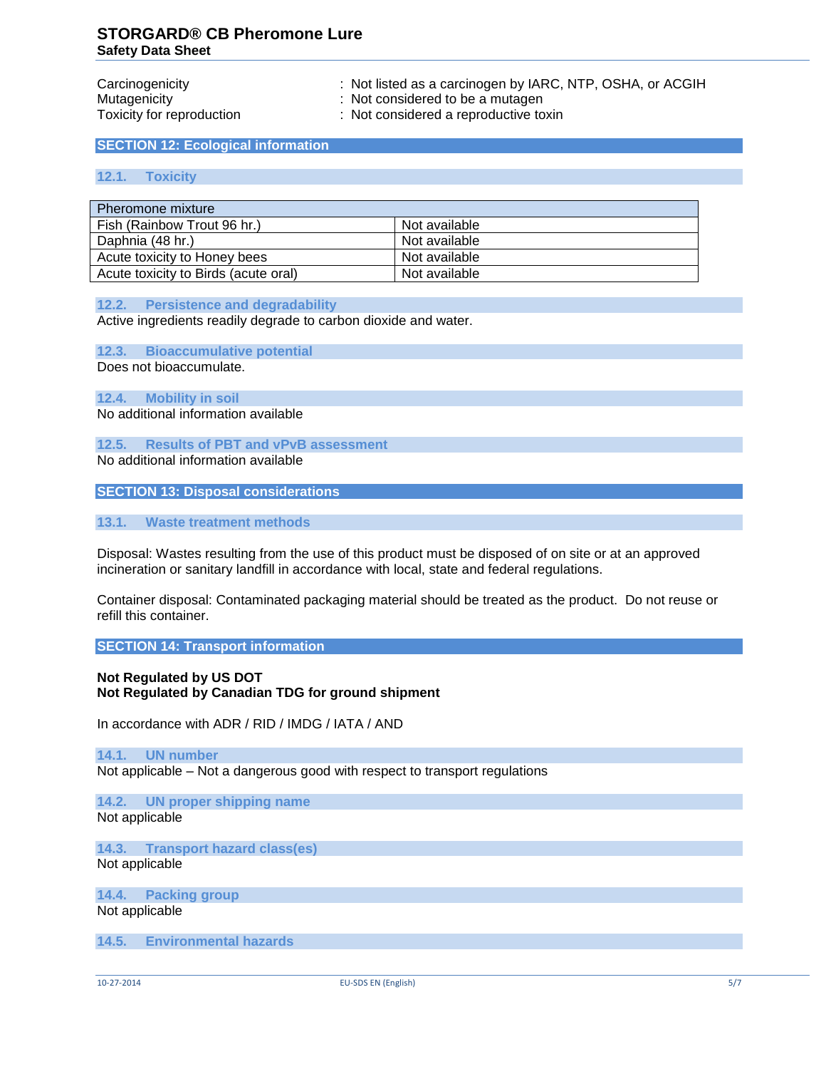| | |
|---|---|
| Carcinogenicity | : Not listed as a carcinogen by IARC, NTP, OSHA, or ACGIH |
| Mutagenicity | : Not considered to be a mutagen |
| Toxicity for reproduction | : Not considered a reproductive toxin |

## SECTION 12: Ecological information

### 12.1. Toxicity

| Pheromone mixture | |
|---|---|
| Fish (Rainbow Trout 96 hr.) | Not available |
| Daphnia (48 hr.) | Not available |
| Acute toxicity to Honey bees | Not available |
| Acute toxicity to Birds (acute oral) | Not available |

### 12.2. Persistence and degradability

Active ingredients readily degrade to carbon dioxide and water.

### 12.3. Bioaccumulative potential

Does not bioaccumulate.

### 12.4. Mobility in soil

No additional information available

### 12.5. Results of PBT and vPvB assessment

No additional information available

## SECTION 13: Disposal considerations

### 13.1. Waste treatment methods

Disposal: Wastes resulting from the use of this product must be disposed of on site or at an approved incineration or sanitary landfill in accordance with local, state and federal regulations.

Container disposal: Contaminated packaging material should be treated as the product. Do not reuse or refill this container.

## SECTION 14: Transport information

**Not Regulated by US DOT**
**Not Regulated by Canadian TDG for ground shipment**

In accordance with ADR / RID / IMDG / IATA / AND

### 14.1. UN number

Not applicable – Not a dangerous good with respect to transport regulations

### 14.2. UN proper shipping name

Not applicable

### 14.3. Transport hazard class(es)

Not applicable

### 14.4. Packing group

Not applicable

### 14.5. Environmental hazards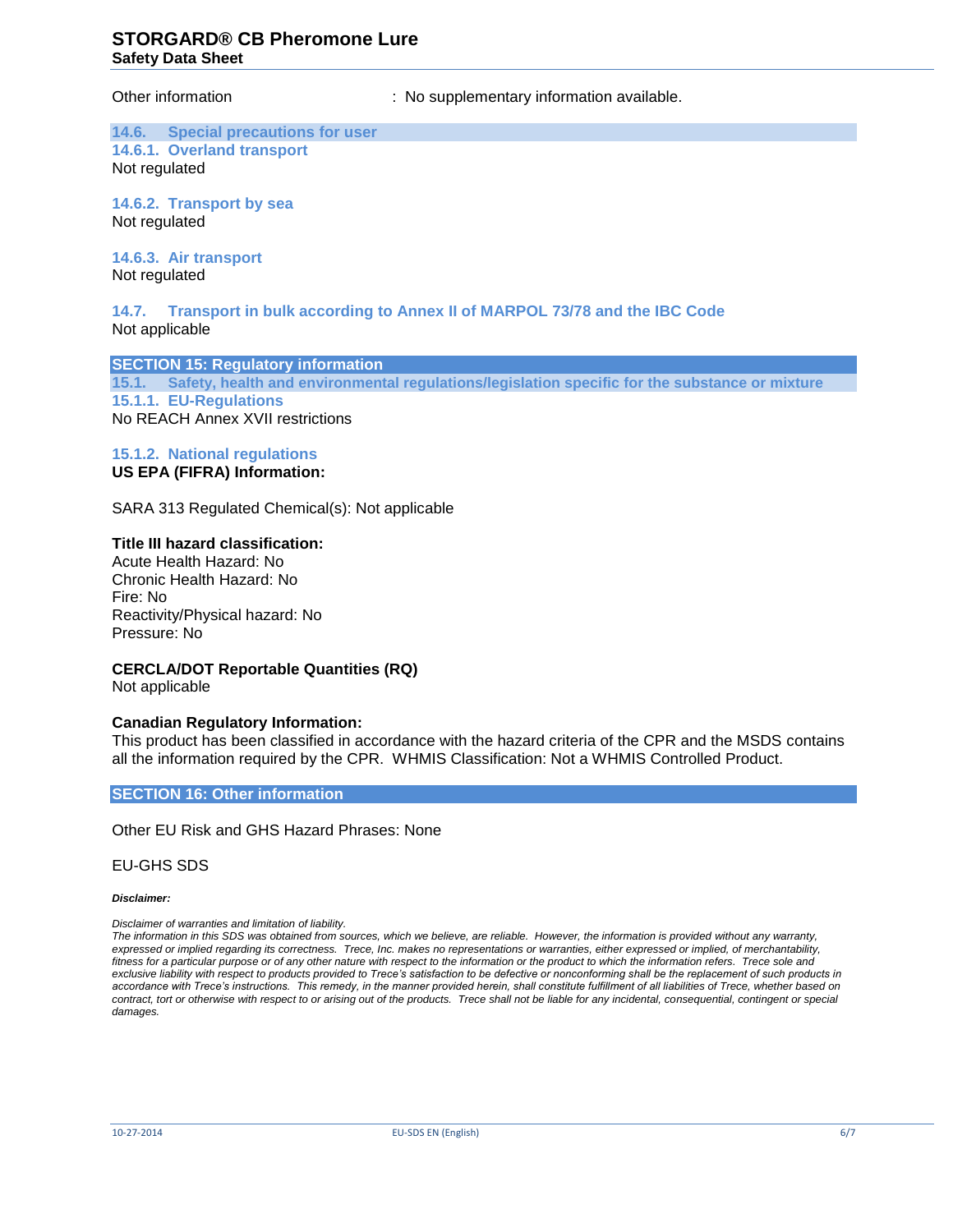Other information : No supplementary information available.

### 14.6. Special precautions for user

#### 14.6.1. Overland transport

Not regulated

#### 14.6.2. Transport by sea

Not regulated

#### 14.6.3. Air transport

Not regulated

### 14.7. Transport in bulk according to Annex II of MARPOL 73/78 and the IBC Code

Not applicable

## SECTION 15: Regulatory information

### 15.1. Safety, health and environmental regulations/legislation specific for the substance or mixture

#### 15.1.1. EU-Regulations

No REACH Annex XVII restrictions

#### 15.1.2. National regulations

**US EPA (FIFRA) Information:**

SARA 313 Regulated Chemical(s): Not applicable

**Title III hazard classification:**

Acute Health Hazard: No
Chronic Health Hazard: No
Fire: No
Reactivity/Physical hazard: No
Pressure: No

**CERCLA/DOT Reportable Quantities (RQ)**

Not applicable

**Canadian Regulatory Information:**

This product has been classified in accordance with the hazard criteria of the CPR and the MSDS contains all the information required by the CPR. WHMIS Classification: Not a WHMIS Controlled Product.

## SECTION 16: Other information

Other EU Risk and GHS Hazard Phrases: None

EU-GHS SDS

***Disclaimer:***

*Disclaimer of warranties and limitation of liability.*
*The information in this SDS was obtained from sources, which we believe, are reliable. However, the information is provided without any warranty, expressed or implied regarding its correctness. Trece, Inc. makes no representations or warranties, either expressed or implied, of merchantability, fitness for a particular purpose or of any other nature with respect to the information or the product to which the information refers. Trece sole and exclusive liability with respect to products provided to Trece's satisfaction to be defective or nonconforming shall be the replacement of such products in accordance with Trece's instructions. This remedy, in the manner provided herein, shall constitute fulfillment of all liabilities of Trece, whether based on contract, tort or otherwise with respect to or arising out of the products. Trece shall not be liable for any incidental, consequential, contingent or special damages.*